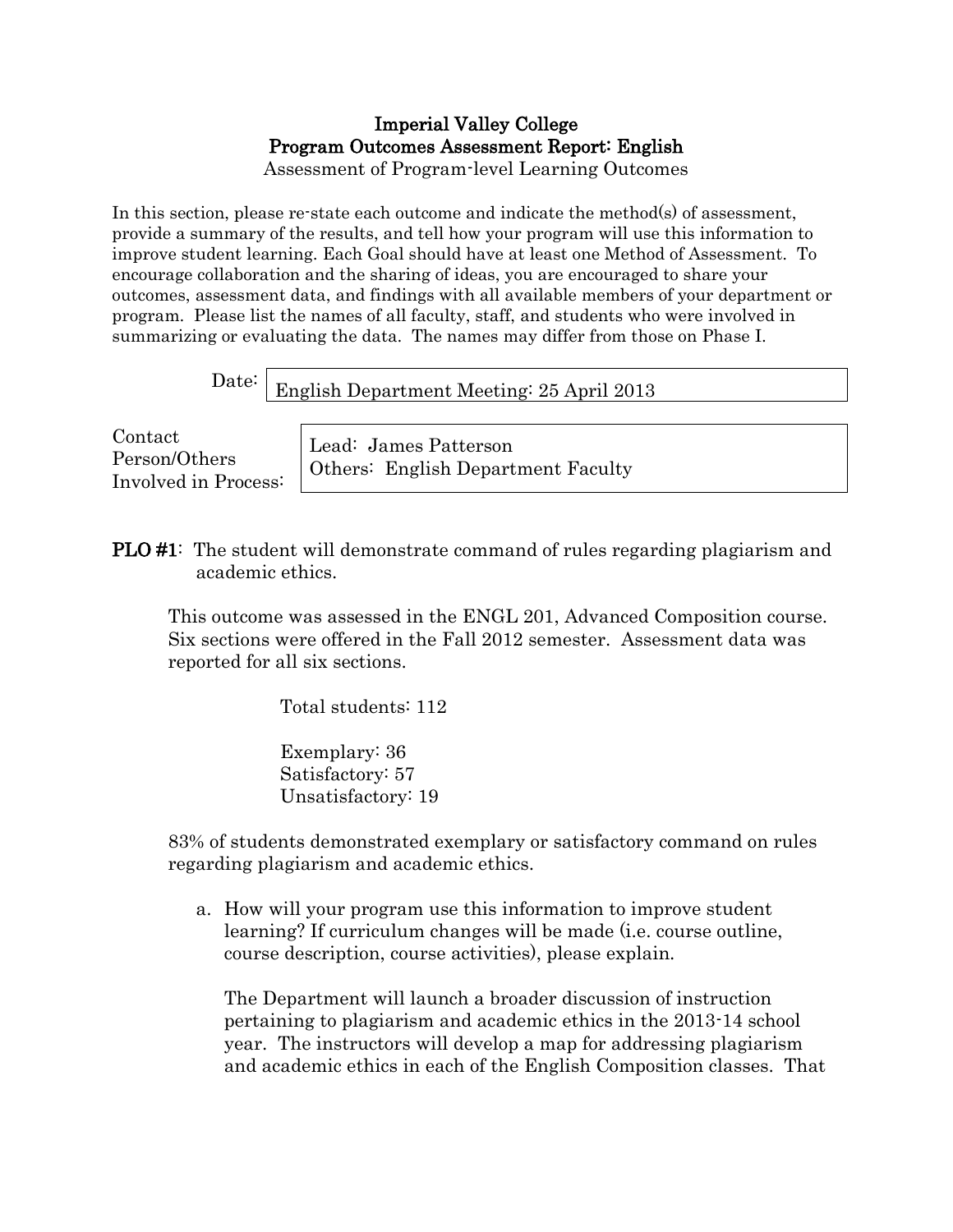# Imperial Valley College
## Program Outcomes Assessment Report: English

Assessment of Program-level Learning Outcomes

In this section, please re-state each outcome and indicate the method(s) of assessment, provide a summary of the results, and tell how your program will use this information to improve student learning. Each Goal should have at least one Method of Assessment. To encourage collaboration and the sharing of ideas, you are encouraged to share your outcomes, assessment data, and findings with all available members of your department or program. Please list the names of all faculty, staff, and students who were involved in summarizing or evaluating the data. The names may differ from those on Phase I.

| | |
|---|---|
| Date: | English Department Meeting: 25 April 2013 |
| Contact Person/Others Involved in Process: | Lead: James Patterson<br>Others: English Department Faculty |

**PLO #1**: The student will demonstrate command of rules regarding plagiarism and academic ethics.

This outcome was assessed in the ENGL 201, Advanced Composition course. Six sections were offered in the Fall 2012 semester. Assessment data was reported for all six sections.

Total students: 112

Exemplary: 36
Satisfactory: 57
Unsatisfactory: 19

83% of students demonstrated exemplary or satisfactory command on rules regarding plagiarism and academic ethics.

a. How will your program use this information to improve student learning? If curriculum changes will be made (i.e. course outline, course description, course activities), please explain.

   The Department will launch a broader discussion of instruction pertaining to plagiarism and academic ethics in the 2013-14 school year. The instructors will develop a map for addressing plagiarism and academic ethics in each of the English Composition classes. That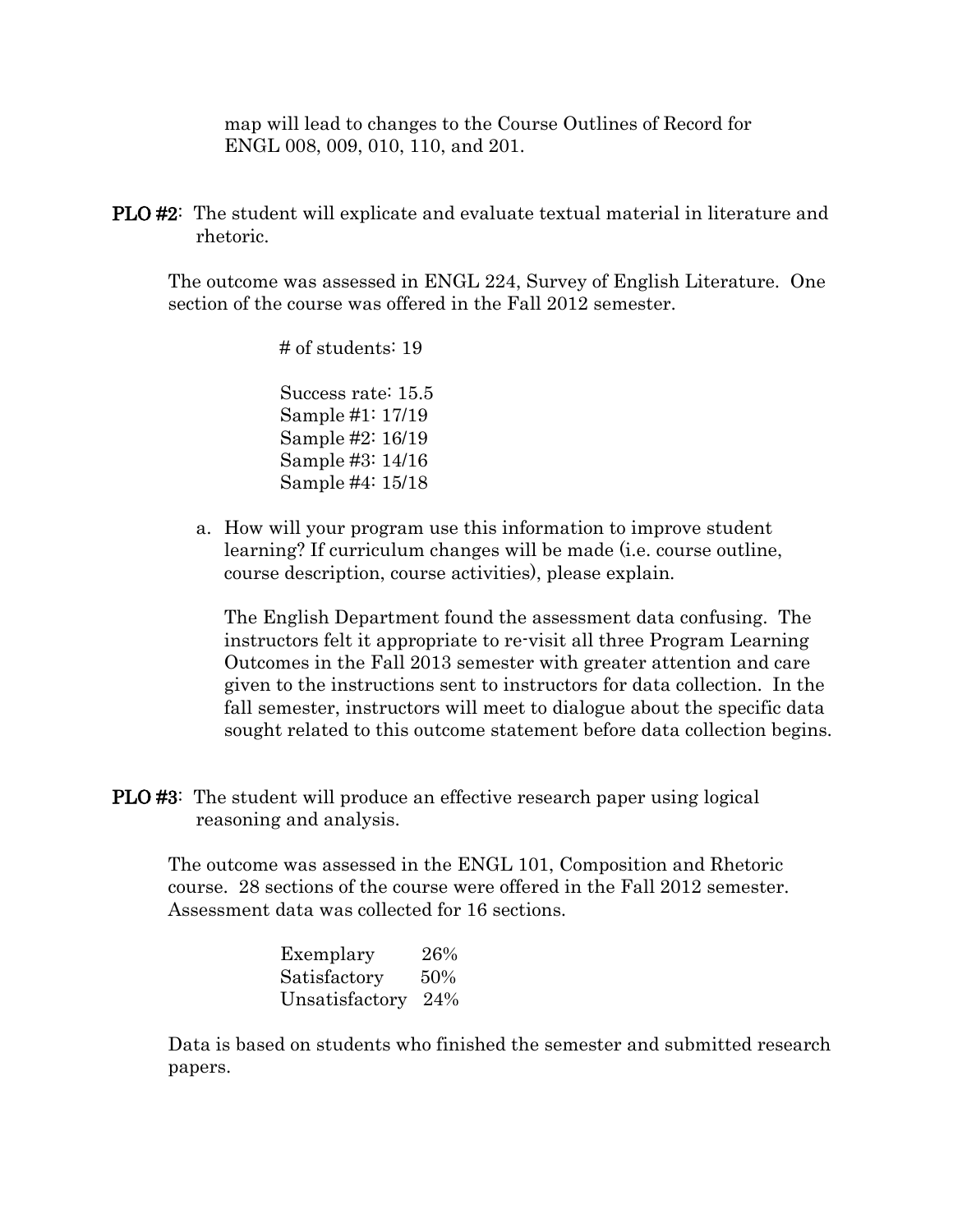map will lead to changes to the Course Outlines of Record for ENGL 008, 009, 010, 110, and 201.

**PLO #2**: The student will explicate and evaluate textual material in literature and rhetoric.

The outcome was assessed in ENGL 224, Survey of English Literature. One section of the course was offered in the Fall 2012 semester.

# of students: 19

Success rate: 15.5
Sample #1: 17/19
Sample #2: 16/19
Sample #3: 14/16
Sample #4: 15/18

a. How will your program use this information to improve student learning? If curriculum changes will be made (i.e. course outline, course description, course activities), please explain.

   The English Department found the assessment data confusing. The instructors felt it appropriate to re-visit all three Program Learning Outcomes in the Fall 2013 semester with greater attention and care given to the instructions sent to instructors for data collection. In the fall semester, instructors will meet to dialogue about the specific data sought related to this outcome statement before data collection begins.

**PLO #3**: The student will produce an effective research paper using logical reasoning and analysis.

The outcome was assessed in the ENGL 101, Composition and Rhetoric course. 28 sections of the course were offered in the Fall 2012 semester. Assessment data was collected for 16 sections.

| | |
|---|---|
| Exemplary | 26% |
| Satisfactory | 50% |
| Unsatisfactory | 24% |

Data is based on students who finished the semester and submitted research papers.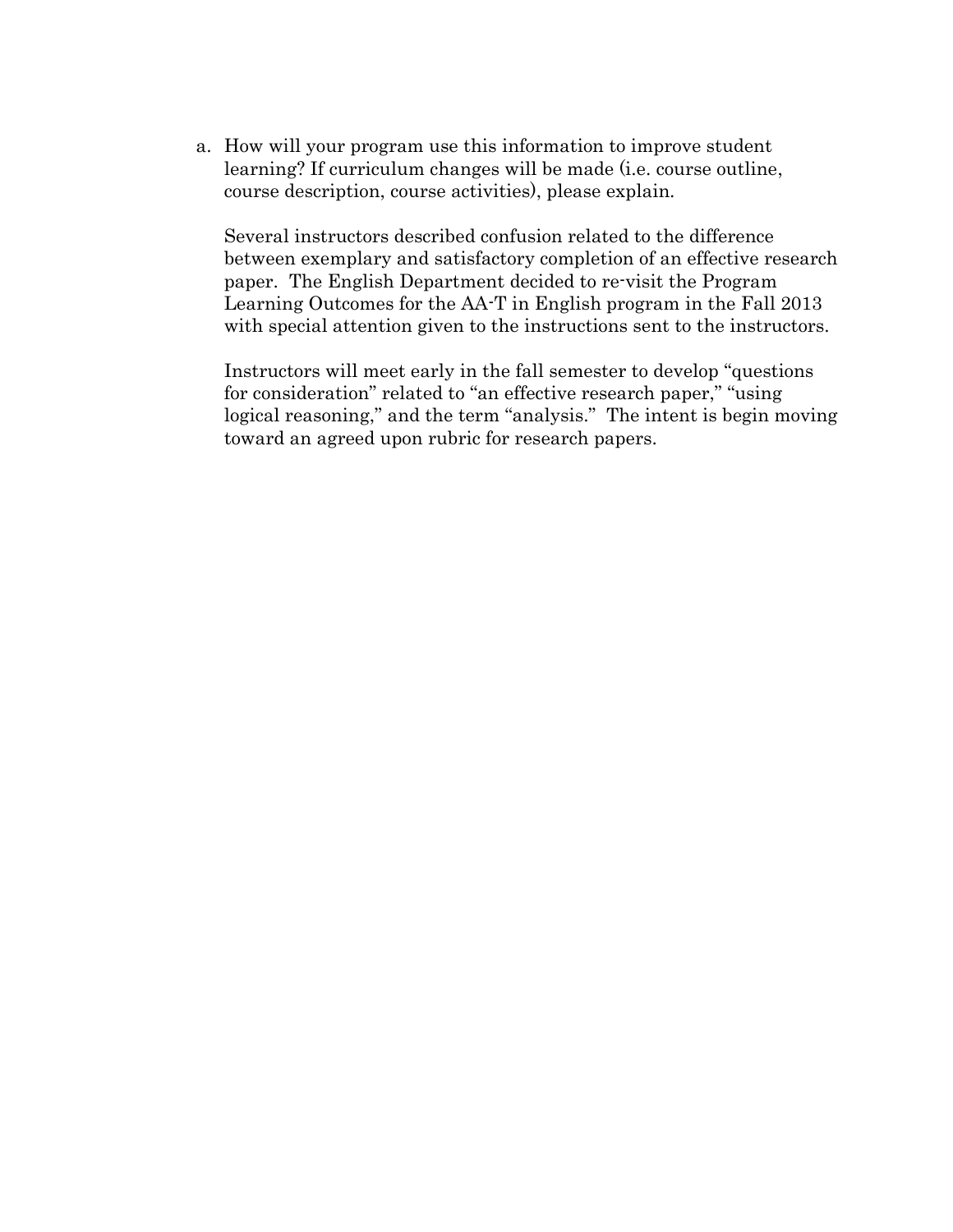a. How will your program use this information to improve student learning? If curriculum changes will be made (i.e. course outline, course description, course activities), please explain.

   Several instructors described confusion related to the difference between exemplary and satisfactory completion of an effective research paper. The English Department decided to re-visit the Program Learning Outcomes for the AA-T in English program in the Fall 2013 with special attention given to the instructions sent to the instructors.

   Instructors will meet early in the fall semester to develop "questions for consideration" related to "an effective research paper," "using logical reasoning," and the term "analysis." The intent is begin moving toward an agreed upon rubric for research papers.